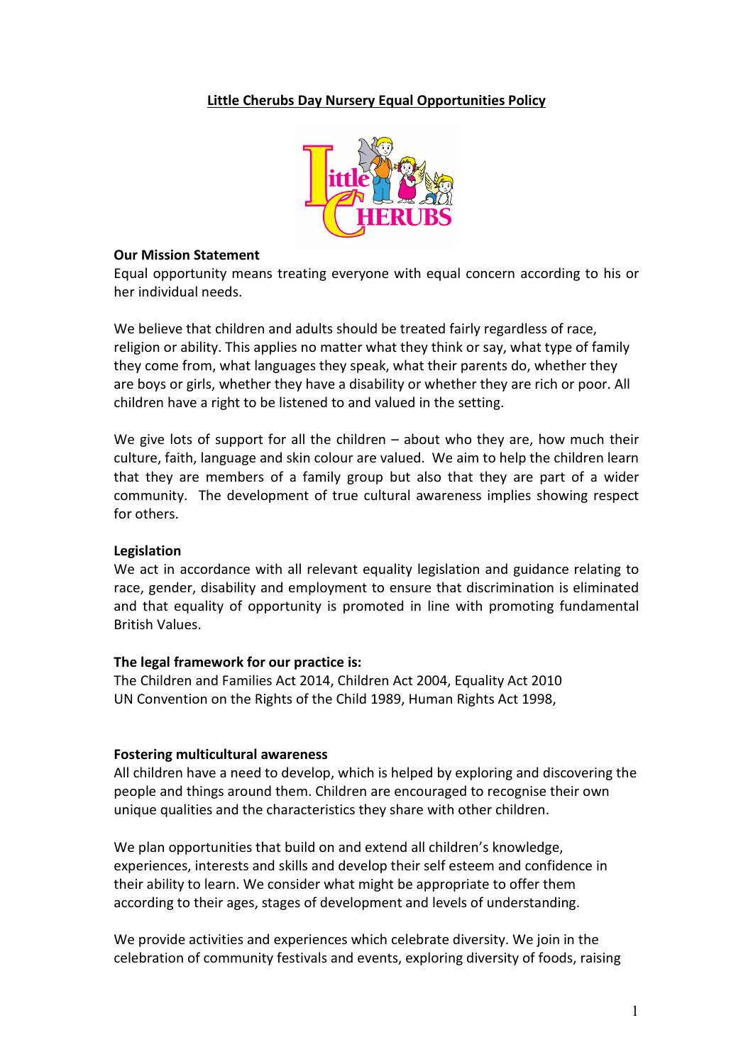# Little Cherubs Day Nursery Equal Opportunities Policy

**Our Mission Statement**

Equal opportunity means treating everyone with equal concern according to his or her individual needs.

We believe that children and adults should be treated fairly regardless of race, religion or ability. This applies no matter what they think or say, what type of family they come from, what languages they speak, what their parents do, whether they are boys or girls, whether they have a disability or whether they are rich or poor. All children have a right to be listened to and valued in the setting.

We give lots of support for all the children – about who they are, how much their culture, faith, language and skin colour are valued. We aim to help the children learn that they are members of a family group but also that they are part of a wider community. The development of true cultural awareness implies showing respect for others.

**Legislation**

We act in accordance with all relevant equality legislation and guidance relating to race, gender, disability and employment to ensure that discrimination is eliminated and that equality of opportunity is promoted in line with promoting fundamental British Values.

**The legal framework for our practice is:**

The Children and Families Act 2014, Children Act 2004, Equality Act 2010
UN Convention on the Rights of the Child 1989, Human Rights Act 1998,

**Fostering multicultural awareness**

All children have a need to develop, which is helped by exploring and discovering the people and things around them. Children are encouraged to recognise their own unique qualities and the characteristics they share with other children.

We plan opportunities that build on and extend all children's knowledge, experiences, interests and skills and develop their self esteem and confidence in their ability to learn. We consider what might be appropriate to offer them according to their ages, stages of development and levels of understanding.

We provide activities and experiences which celebrate diversity. We join in the celebration of community festivals and events, exploring diversity of foods, raising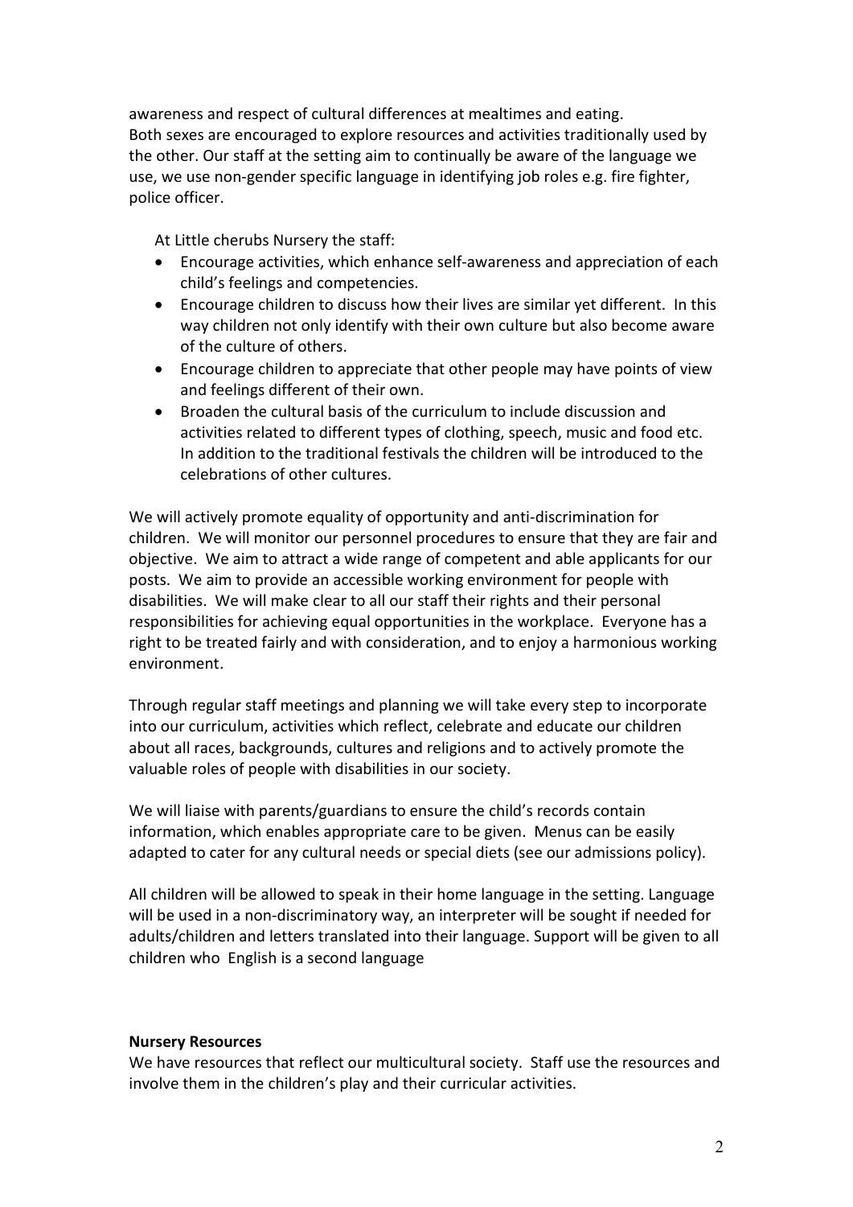awareness and respect of cultural differences at mealtimes and eating.
Both sexes are encouraged to explore resources and activities traditionally used by the other. Our staff at the setting aim to continually be aware of the language we use, we use non-gender specific language in identifying job roles e.g. fire fighter, police officer.

At Little cherubs Nursery the staff:

- Encourage activities, which enhance self-awareness and appreciation of each child's feelings and competencies.
- Encourage children to discuss how their lives are similar yet different. In this way children not only identify with their own culture but also become aware of the culture of others.
- Encourage children to appreciate that other people may have points of view and feelings different of their own.
- Broaden the cultural basis of the curriculum to include discussion and activities related to different types of clothing, speech, music and food etc. In addition to the traditional festivals the children will be introduced to the celebrations of other cultures.

We will actively promote equality of opportunity and anti-discrimination for children. We will monitor our personnel procedures to ensure that they are fair and objective. We aim to attract a wide range of competent and able applicants for our posts. We aim to provide an accessible working environment for people with disabilities. We will make clear to all our staff their rights and their personal responsibilities for achieving equal opportunities in the workplace. Everyone has a right to be treated fairly and with consideration, and to enjoy a harmonious working environment.

Through regular staff meetings and planning we will take every step to incorporate into our curriculum, activities which reflect, celebrate and educate our children about all races, backgrounds, cultures and religions and to actively promote the valuable roles of people with disabilities in our society.

We will liaise with parents/guardians to ensure the child's records contain information, which enables appropriate care to be given. Menus can be easily adapted to cater for any cultural needs or special diets (see our admissions policy).

All children will be allowed to speak in their home language in the setting. Language will be used in a non-discriminatory way, an interpreter will be sought if needed for adults/children and letters translated into their language. Support will be given to all children who English is a second language

**Nursery Resources**

We have resources that reflect our multicultural society. Staff use the resources and involve them in the children's play and their curricular activities.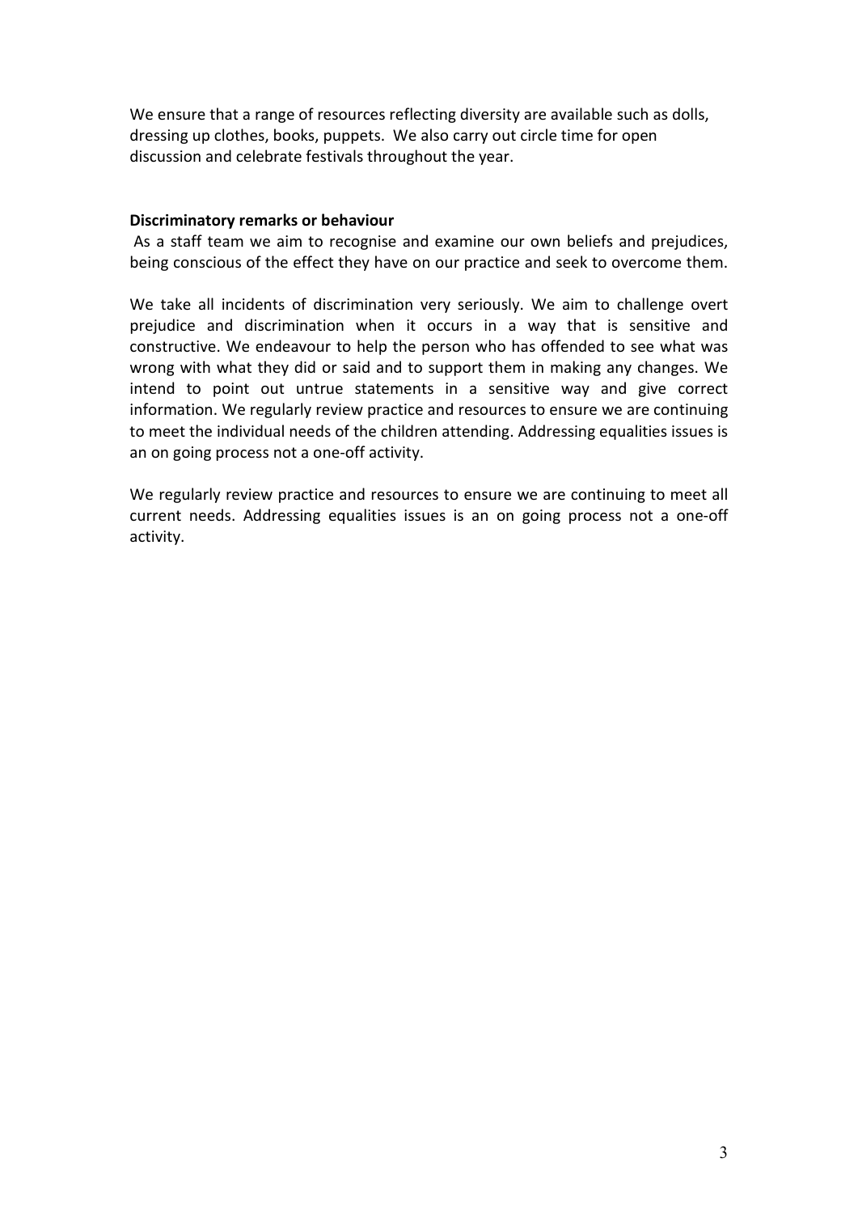We ensure that a range of resources reflecting diversity are available such as dolls, dressing up clothes, books, puppets. We also carry out circle time for open discussion and celebrate festivals throughout the year.

**Discriminatory remarks or behaviour**

As a staff team we aim to recognise and examine our own beliefs and prejudices, being conscious of the effect they have on our practice and seek to overcome them.

We take all incidents of discrimination very seriously. We aim to challenge overt prejudice and discrimination when it occurs in a way that is sensitive and constructive. We endeavour to help the person who has offended to see what was wrong with what they did or said and to support them in making any changes. We intend to point out untrue statements in a sensitive way and give correct information. We regularly review practice and resources to ensure we are continuing to meet the individual needs of the children attending. Addressing equalities issues is an on going process not a one-off activity.

We regularly review practice and resources to ensure we are continuing to meet all current needs. Addressing equalities issues is an on going process not a one-off activity.